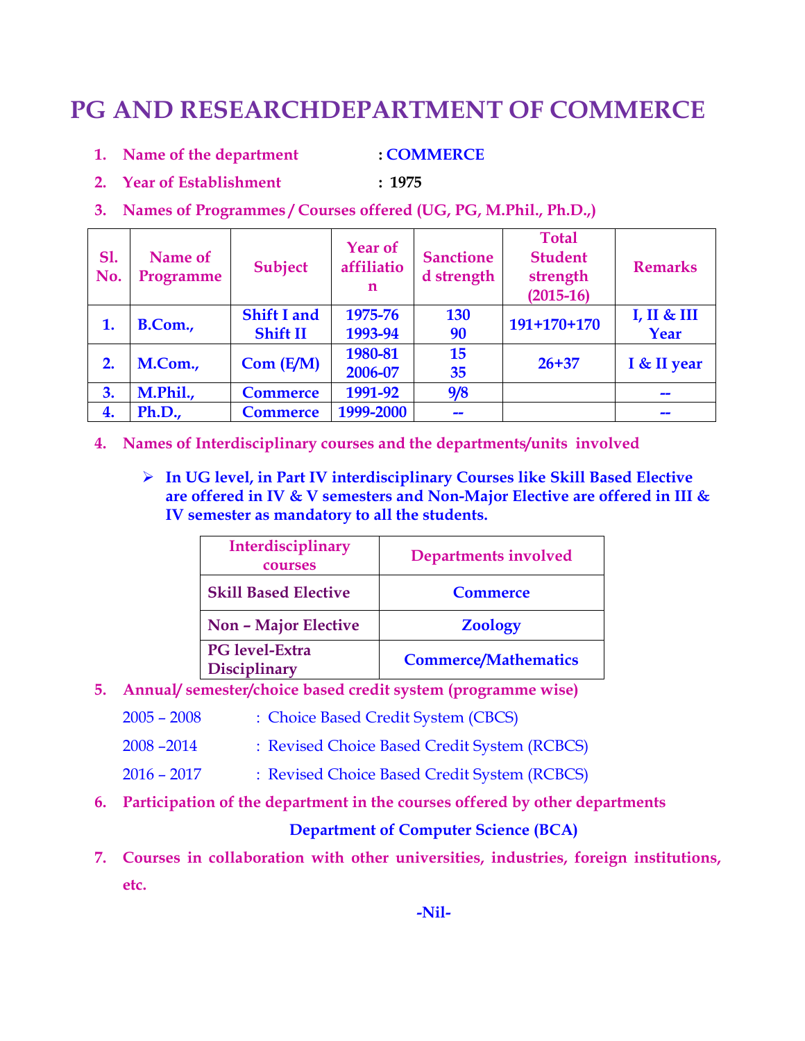# PG AND RESEARCHDEPARTMENT OF COMMERCE

1. **Name of the department : COMMERCE**
2. **Year of Establishment : 1975**
3. **Names of Programmes / Courses offered (UG, PG, M.Phil., Ph.D.,)**

| Sl. No. | Name of Programme | Subject | Year of affiliation | Sanctioned strength | Total Student strength (2015-16) | Remarks |
|---|---|---|---|---|---|---|
| 1. | B.Com., | Shift I and Shift II | 1975-76<br>1993-94 | 130<br>90 | 191+170+170 | I, II & III Year |
| 2. | M.Com., | Com (E/M) | 1980-81<br>2006-07 | 15<br>35 | 26+37 | I & II year |
| 3. | M.Phil., | Commerce | 1991-92 | 9/8 | | -- |
| 4. | Ph.D., | Commerce | 1999-2000 | -- | | -- |

4. **Names of Interdisciplinary courses and the departments/units involved**

   - **In UG level, in Part IV interdisciplinary Courses like Skill Based Elective are offered in IV & V semesters and Non-Major Elective are offered in III & IV semester as mandatory to all the students.**

| Interdisciplinary courses | Departments involved |
|---|---|
| Skill Based Elective | Commerce |
| Non – Major Elective | Zoology |
| PG level-Extra Disciplinary | Commerce/Mathematics |

5. **Annual/ semester/choice based credit system (programme wise)**

   2005 – 2008 : Choice Based Credit System (CBCS)

   2008 –2014 : Revised Choice Based Credit System (RCBCS)

   2016 – 2017 : Revised Choice Based Credit System (RCBCS)

6. **Participation of the department in the courses offered by other departments**

   **Department of Computer Science (BCA)**

7. **Courses in collaboration with other universities, industries, foreign institutions, etc.**

   **-Nil-**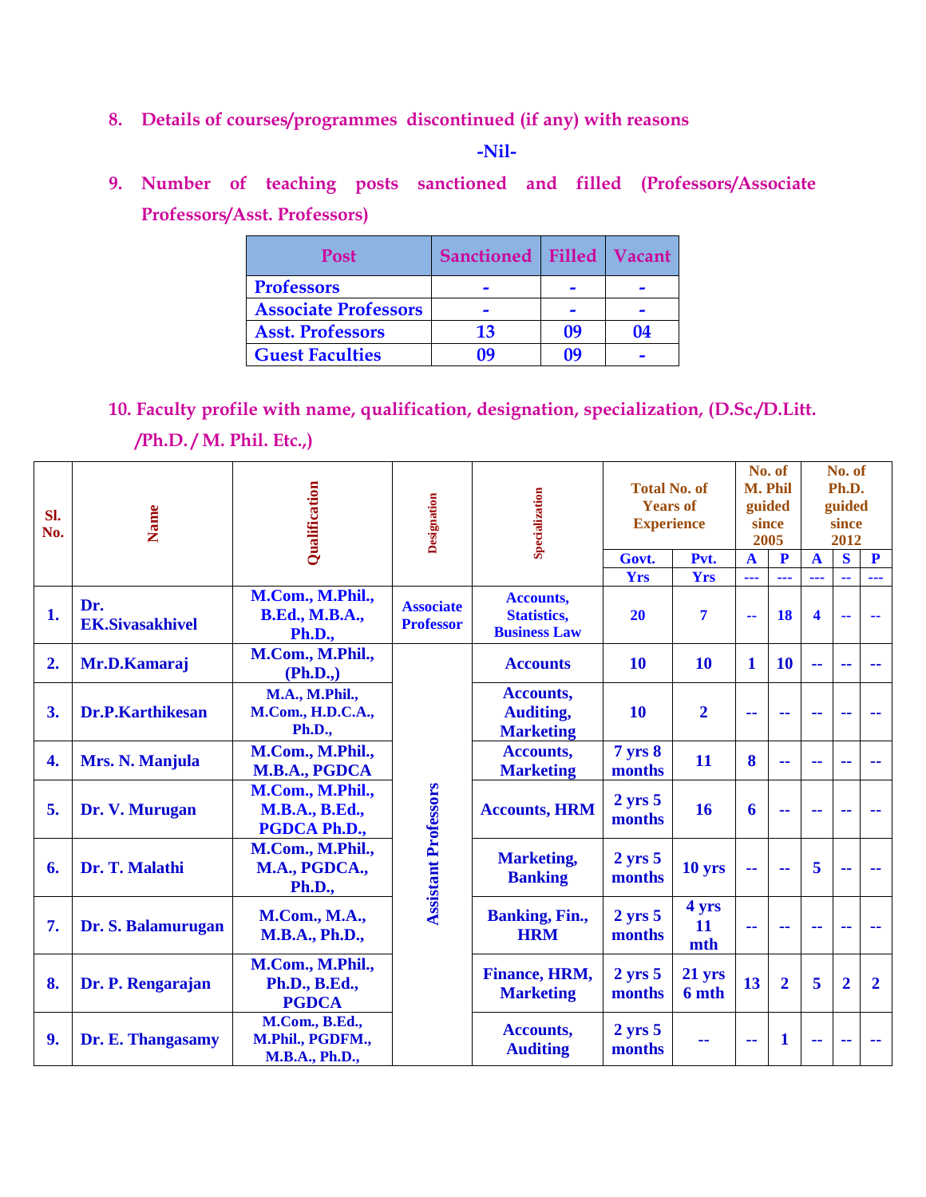8. **Details of courses/programmes discontinued (if any) with reasons**

**-Nil-**

9. **Number of teaching posts sanctioned and filled (Professors/Associate Professors/Asst. Professors)**

| Post | Sanctioned | Filled | Vacant |
|---|---|---|---|
| Professors | - | - | - |
| Associate Professors | - | - | - |
| Asst. Professors | 13 | 09 | 04 |
| Guest Faculties | 09 | 09 | - |

10. **Faculty profile with name, qualification, designation, specialization, (D.Sc./D.Litt. /Ph.D. / M. Phil. Etc.,)**

| Sl. No. | Name | Qualification | Designation | Specialization | Total No. of Years of Experience | | No. of M. Phil guided since 2005 | | No. of Ph.D. guided since 2012 | | |
|---|---|---|---|---|---|---|---|---|---|---|---|
| | | | | | Govt. | Pvt. | A | P | A | S | P |
| | | | | | Yrs | Yrs | --- | --- | --- | -- | --- |
| 1. | Dr. EK.Sivasakhivel | M.Com., M.Phil., B.Ed., M.B.A., Ph.D., | Associate Professor | Accounts, Statistics, Business Law | 20 | 7 | -- | 18 | 4 | -- | -- |
| 2. | Mr.D.Kamaraj | M.Com., M.Phil., (Ph.D.,) | Assistant Professors | Accounts | 10 | 10 | 1 | 10 | -- | -- | -- |
| 3. | Dr.P.Karthikesan | M.A., M.Phil., M.Com., H.D.C.A., Ph.D., | | Accounts, Auditing, Marketing | 10 | 2 | -- | -- | -- | -- | -- |
| 4. | Mrs. N. Manjula | M.Com., M.Phil., M.B.A., PGDCA | | Accounts, Marketing | 7 yrs 8 months | 11 | 8 | -- | -- | -- | -- |
| 5. | Dr. V. Murugan | M.Com., M.Phil., M.B.A., B.Ed., PGDCA Ph.D., | | Accounts, HRM | 2 yrs 5 months | 16 | 6 | -- | -- | -- | -- |
| 6. | Dr. T. Malathi | M.Com., M.Phil., M.A., PGDCA., Ph.D., | | Marketing, Banking | 2 yrs 5 months | 10 yrs | -- | -- | 5 | -- | -- |
| 7. | Dr. S. Balamurugan | M.Com., M.A., M.B.A., Ph.D., | | Banking, Fin., HRM | 2 yrs 5 months | 4 yrs 11 mth | -- | -- | -- | -- | -- |
| 8. | Dr. P. Rengarajan | M.Com., M.Phil., Ph.D., B.Ed., PGDCA | | Finance, HRM, Marketing | 2 yrs 5 months | 21 yrs 6 mth | 13 | 2 | 5 | 2 | 2 |
| 9. | Dr. E. Thangasamy | M.Com., B.Ed., M.Phil., PGDFM., M.B.A., Ph.D., | | Accounts, Auditing | 2 yrs 5 months | -- | -- | 1 | -- | -- | -- |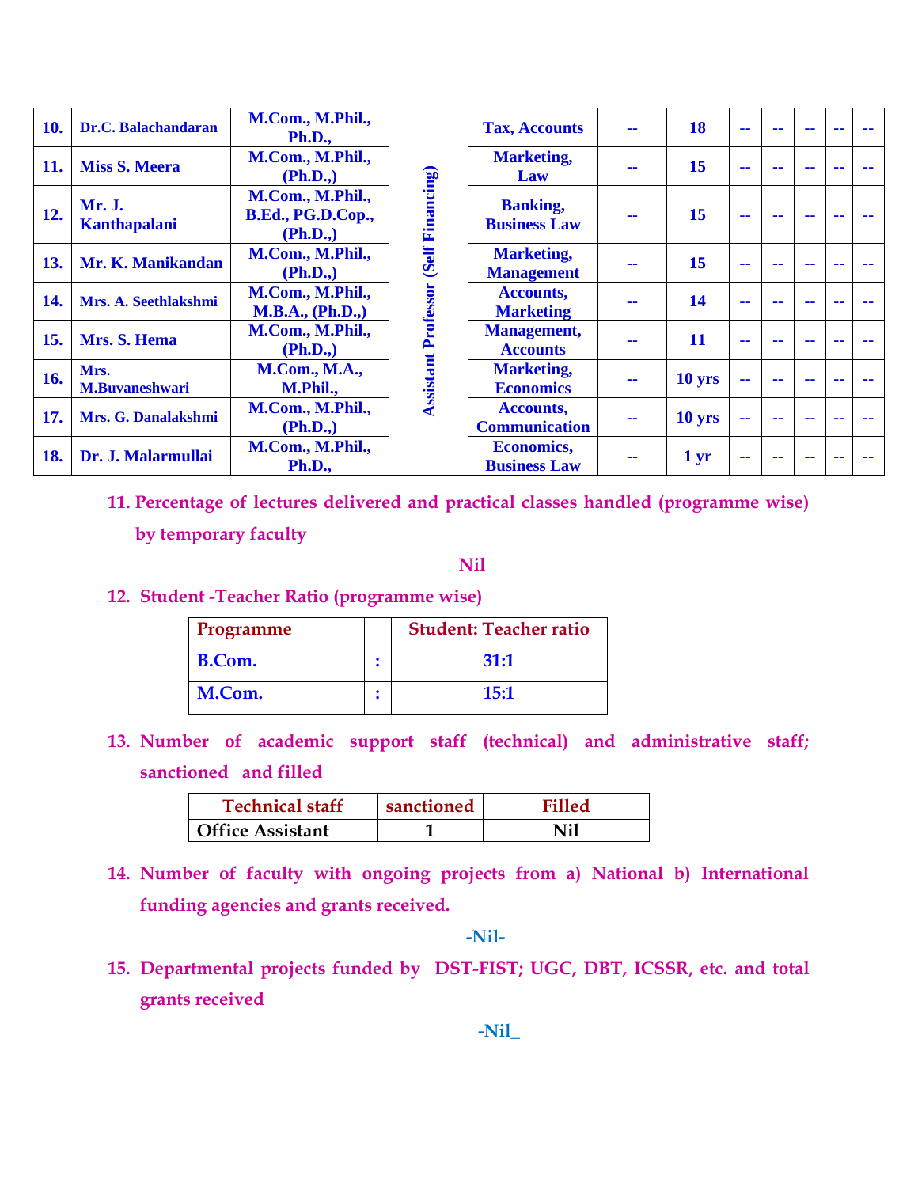| 10. | Dr.C. Balachandaran | M.Com., M.Phil., Ph.D., | Assistant Professor (Self Financing) | Tax, Accounts | -- | 18 | -- | -- | -- | -- | -- |
|---|---|---|---|---|---|---|---|---|---|---|---|
| 11. | Miss S. Meera | M.Com., M.Phil., (Ph.D.,) | | Marketing, Law | -- | 15 | -- | -- | -- | -- | -- |
| 12. | Mr. J. Kanthapalani | M.Com., M.Phil., B.Ed., PG.D.Cop., (Ph.D.,) | | Banking, Business Law | -- | 15 | -- | -- | -- | -- | -- |
| 13. | Mr. K. Manikandan | M.Com., M.Phil., (Ph.D.,) | | Marketing, Management | -- | 15 | -- | -- | -- | -- | -- |
| 14. | Mrs. A. Seethlakshmi | M.Com., M.Phil., M.B.A., (Ph.D.,) | | Accounts, Marketing | -- | 14 | -- | -- | -- | -- | -- |
| 15. | Mrs. S. Hema | M.Com., M.Phil., (Ph.D.,) | | Management, Accounts | -- | 11 | -- | -- | -- | -- | -- |
| 16. | Mrs. M.Buvaneshwari | M.Com., M.A., M.Phil., | | Marketing, Economics | -- | 10 yrs | -- | -- | -- | -- | -- |
| 17. | Mrs. G. Danalakshmi | M.Com., M.Phil., (Ph.D.,) | | Accounts, Communication | -- | 10 yrs | -- | -- | -- | -- | -- |
| 18. | Dr. J. Malarmullai | M.Com., M.Phil., Ph.D., | | Economics, Business Law | -- | 1 yr | -- | -- | -- | -- | -- |

11. Percentage of lectures delivered and practical classes handled (programme wise) by temporary faculty

Nil

12. Student -Teacher Ratio (programme wise)

| Programme | | Student: Teacher ratio |
|---|---|---|
| B.Com. | : | 31:1 |
| M.Com. | : | 15:1 |

13. Number of academic support staff (technical) and administrative staff; sanctioned and filled

| Technical staff | sanctioned | Filled |
|---|---|---|
| Office Assistant | 1 | Nil |

14. Number of faculty with ongoing projects from a) National b) International funding agencies and grants received.

-Nil-

15. Departmental projects funded by DST-FIST; UGC, DBT, ICSSR, etc. and total grants received

-Nil_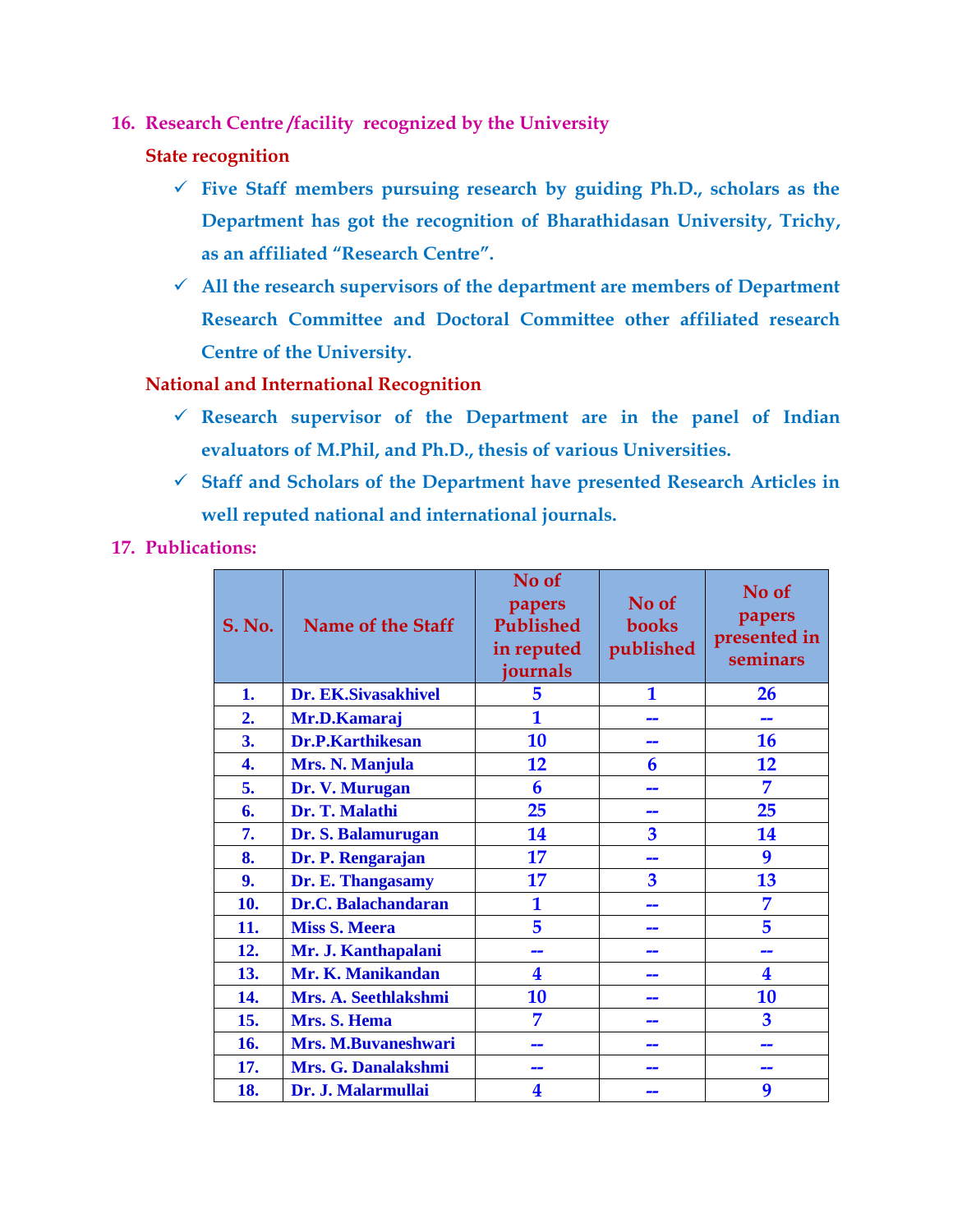## 16. Research Centre /facility recognized by the University

### State recognition

- ✓ Five Staff members pursuing research by guiding Ph.D., scholars as the Department has got the recognition of Bharathidasan University, Trichy, as an affiliated "Research Centre".
- ✓ All the research supervisors of the department are members of Department Research Committee and Doctoral Committee other affiliated research Centre of the University.

### National and International Recognition

- ✓ Research supervisor of the Department are in the panel of Indian evaluators of M.Phil, and Ph.D., thesis of various Universities.
- ✓ Staff and Scholars of the Department have presented Research Articles in well reputed national and international journals.

## 17. Publications:

| S. No. | Name of the Staff | No of papers Published in reputed journals | No of books published | No of papers presented in seminars |
|---|---|---|---|---|
| 1. | Dr. EK.Sivasakhivel | 5 | 1 | 26 |
| 2. | Mr.D.Kamaraj | 1 | -- | -- |
| 3. | Dr.P.Karthikesan | 10 | -- | 16 |
| 4. | Mrs. N. Manjula | 12 | 6 | 12 |
| 5. | Dr. V. Murugan | 6 | -- | 7 |
| 6. | Dr. T. Malathi | 25 | -- | 25 |
| 7. | Dr. S. Balamurugan | 14 | 3 | 14 |
| 8. | Dr. P. Rengarajan | 17 | -- | 9 |
| 9. | Dr. E. Thangasamy | 17 | 3 | 13 |
| 10. | Dr.C. Balachandaran | 1 | -- | 7 |
| 11. | Miss S. Meera | 5 | -- | 5 |
| 12. | Mr. J. Kanthapalani | -- | -- | -- |
| 13. | Mr. K. Manikandan | 4 | -- | 4 |
| 14. | Mrs. A. Seethlakshmi | 10 | -- | 10 |
| 15. | Mrs. S. Hema | 7 | -- | 3 |
| 16. | Mrs. M.Buvaneshwari | -- | -- | -- |
| 17. | Mrs. G. Danalakshmi | -- | -- | -- |
| 18. | Dr. J. Malarmullai | 4 | -- | 9 |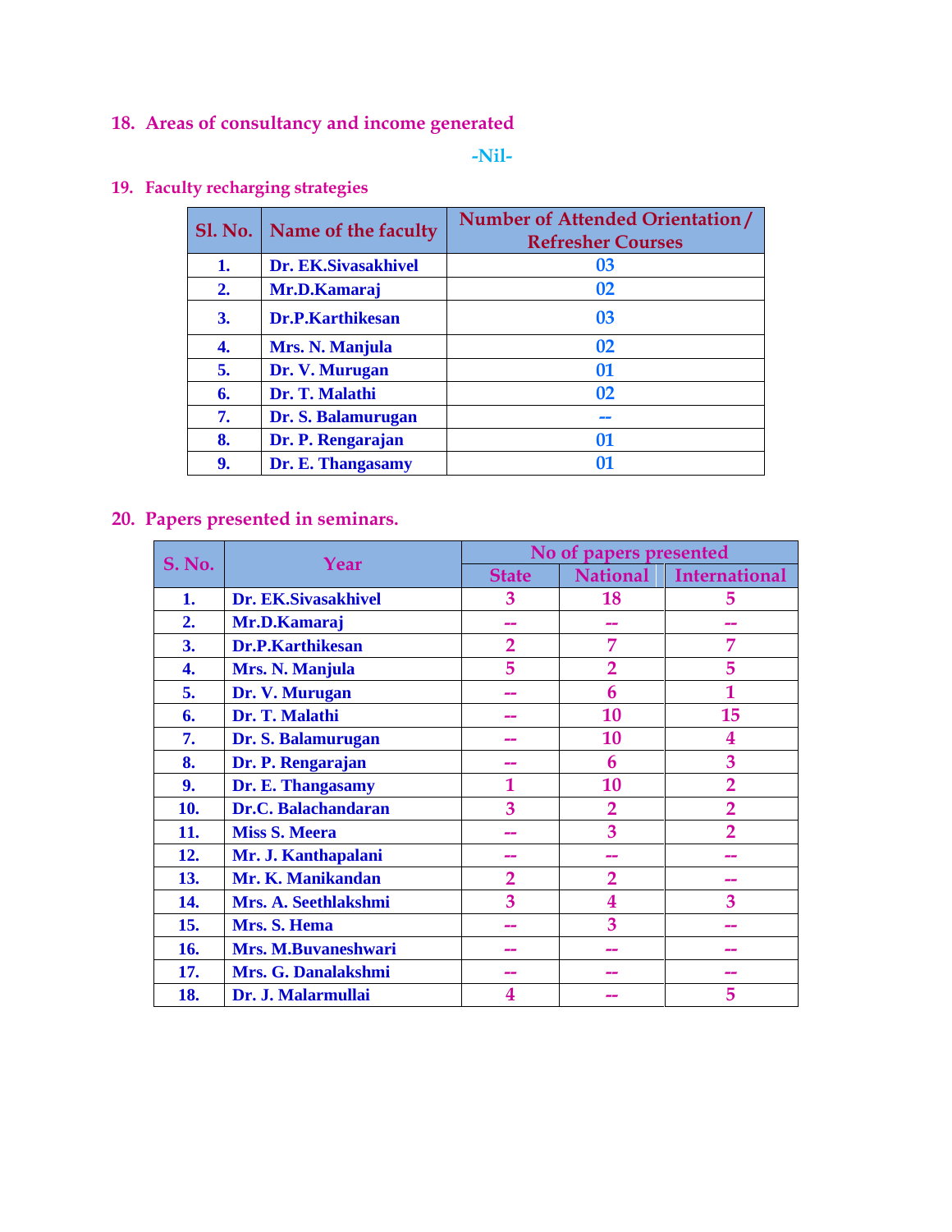## 18. Areas of consultancy and income generated

-Nil-

## 19. Faculty recharging strategies

| Sl. No. | Name of the faculty | Number of Attended Orientation / Refresher Courses |
|---|---|---|
| 1. | Dr. EK.Sivasakhivel | 03 |
| 2. | Mr.D.Kamaraj | 02 |
| 3. | Dr.P.Karthikesan | 03 |
| 4. | Mrs. N. Manjula | 02 |
| 5. | Dr. V. Murugan | 01 |
| 6. | Dr. T. Malathi | 02 |
| 7. | Dr. S. Balamurugan | -- |
| 8. | Dr. P. Rengarajan | 01 |
| 9. | Dr. E. Thangasamy | 01 |

## 20. Papers presented in seminars.

| S. No. | Year | No of papers presented | | |
|---|---|---|---|---|
| | | State | National | International |
| 1. | Dr. EK.Sivasakhivel | 3 | 18 | 5 |
| 2. | Mr.D.Kamaraj | -- | -- | -- |
| 3. | Dr.P.Karthikesan | 2 | 7 | 7 |
| 4. | Mrs. N. Manjula | 5 | 2 | 5 |
| 5. | Dr. V. Murugan | -- | 6 | 1 |
| 6. | Dr. T. Malathi | -- | 10 | 15 |
| 7. | Dr. S. Balamurugan | -- | 10 | 4 |
| 8. | Dr. P. Rengarajan | -- | 6 | 3 |
| 9. | Dr. E. Thangasamy | 1 | 10 | 2 |
| 10. | Dr.C. Balachandaran | 3 | 2 | 2 |
| 11. | Miss S. Meera | -- | 3 | 2 |
| 12. | Mr. J. Kanthapalani | -- | -- | -- |
| 13. | Mr. K. Manikandan | 2 | 2 | -- |
| 14. | Mrs. A. Seethlakshmi | 3 | 4 | 3 |
| 15. | Mrs. S. Hema | -- | 3 | -- |
| 16. | Mrs. M.Buvaneshwari | -- | -- | -- |
| 17. | Mrs. G. Danalakshmi | -- | -- | -- |
| 18. | Dr. J. Malarmullai | 4 | -- | 5 |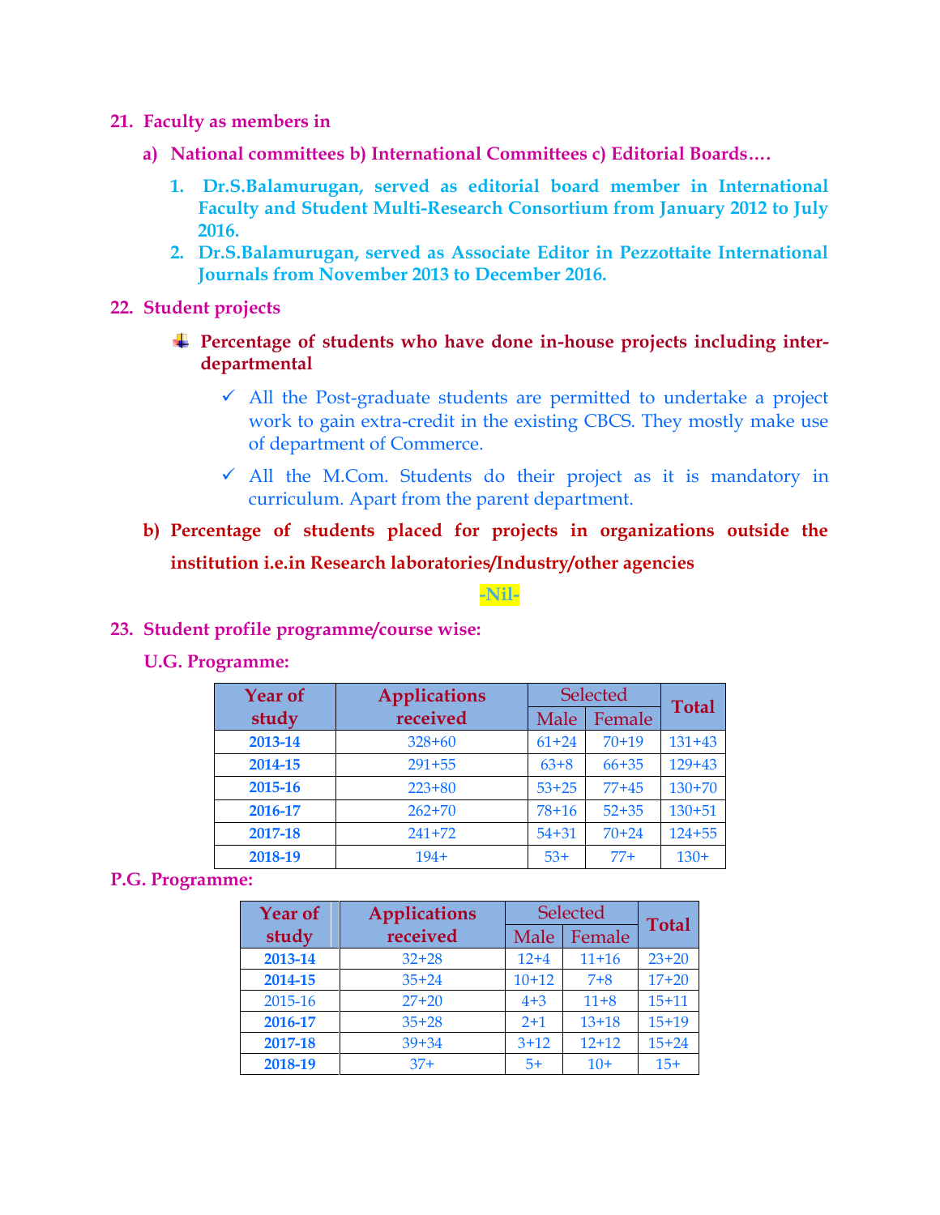## 21. Faculty as members in

### a) National committees b) International Committees c) Editorial Boards….

1. **Dr.S.Balamurugan, served as editorial board member in International Faculty and Student Multi-Research Consortium from January 2012 to July 2016.**
2. **Dr.S.Balamurugan, served as Associate Editor in Pezzottaite International Journals from November 2013 to December 2016.**

## 22. Student projects

- **Percentage of students who have done in-house projects including inter-departmental**
  - ✓ All the Post-graduate students are permitted to undertake a project work to gain extra-credit in the existing CBCS. They mostly make use of department of Commerce.
  - ✓ All the M.Com. Students do their project as it is mandatory in curriculum. Apart from the parent department.

**b) Percentage of students placed for projects in organizations outside the institution i.e.in Research laboratories/Industry/other agencies**

**-Nil-**

## 23. Student profile programme/course wise:

**U.G. Programme:**

| Year of study | Applications received | Selected | | Total |
|---|---|---|---|---|
| | | Male | Female | |
| **2013-14** | 328+60 | 61+24 | 70+19 | 131+43 |
| **2014-15** | 291+55 | 63+8 | 66+35 | 129+43 |
| **2015-16** | 223+80 | 53+25 | 77+45 | 130+70 |
| **2016-17** | 262+70 | 78+16 | 52+35 | 130+51 |
| **2017-18** | 241+72 | 54+31 | 70+24 | 124+55 |
| **2018-19** | 194+ | 53+ | 77+ | 130+ |

**P.G. Programme:**

| Year of study | Applications received | Selected | | Total |
|---|---|---|---|---|
| | | Male | Female | |
| **2013-14** | 32+28 | 12+4 | 11+16 | 23+20 |
| **2014-15** | 35+24 | 10+12 | 7+8 | 17+20 |
| 2015-16 | 27+20 | 4+3 | 11+8 | 15+11 |
| **2016-17** | 35+28 | 2+1 | 13+18 | 15+19 |
| **2017-18** | 39+34 | 3+12 | 12+12 | 15+24 |
| **2018-19** | 37+ | 5+ | 10+ | 15+ |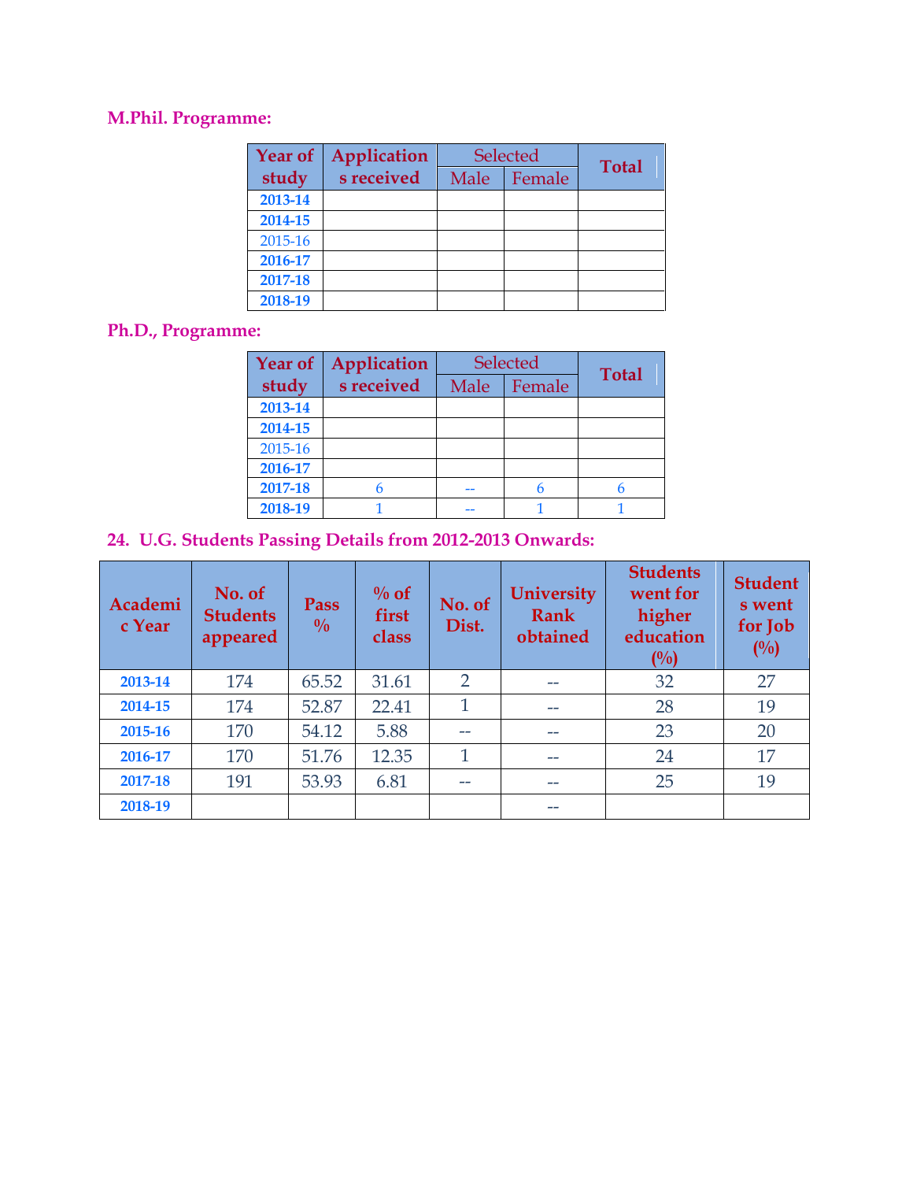**M.Phil. Programme:**

| Year of study | Applications received | Selected | | Total |
|---|---|---|---|---|
| | | Male | Female | |
| 2013-14 | | | | |
| 2014-15 | | | | |
| 2015-16 | | | | |
| 2016-17 | | | | |
| 2017-18 | | | | |
| 2018-19 | | | | |

**Ph.D., Programme:**

| Year of study | Applications received | Selected | | Total |
|---|---|---|---|---|
| | | Male | Female | |
| 2013-14 | | | | |
| 2014-15 | | | | |
| 2015-16 | | | | |
| 2016-17 | | | | |
| 2017-18 | 6 | -- | 6 | 6 |
| 2018-19 | 1 | -- | 1 | 1 |

**24. U.G. Students Passing Details from 2012-2013 Onwards:**

| Academic Year | No. of Students appeared | Pass % | % of first class | No. of Dist. | University Rank obtained | Students went for higher education (%) | Students went for Job (%) |
|---|---|---|---|---|---|---|---|
| 2013-14 | 174 | 65.52 | 31.61 | 2 | -- | 32 | 27 |
| 2014-15 | 174 | 52.87 | 22.41 | 1 | -- | 28 | 19 |
| 2015-16 | 170 | 54.12 | 5.88 | -- | -- | 23 | 20 |
| 2016-17 | 170 | 51.76 | 12.35 | 1 | -- | 24 | 17 |
| 2017-18 | 191 | 53.93 | 6.81 | -- | -- | 25 | 19 |
| 2018-19 | | | | | -- | | |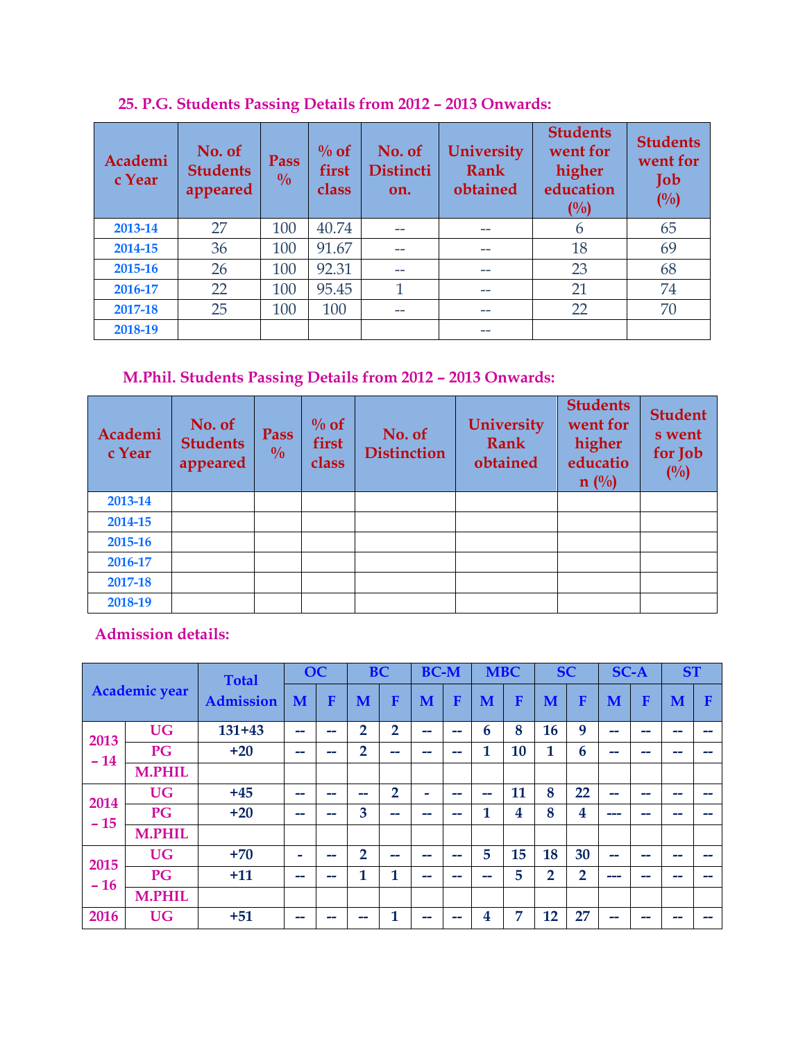## 25. P.G. Students Passing Details from 2012 – 2013 Onwards:

| Academic Year | No. of Students appeared | Pass % | % of first class | No. of Distinction. | University Rank obtained | Students went for higher education (%) | Students went for Job (%) |
|---|---|---|---|---|---|---|---|
| 2013-14 | 27 | 100 | 40.74 | -- | -- | 6 | 65 |
| 2014-15 | 36 | 100 | 91.67 | -- | -- | 18 | 69 |
| 2015-16 | 26 | 100 | 92.31 | -- | -- | 23 | 68 |
| 2016-17 | 22 | 100 | 95.45 | 1 | -- | 21 | 74 |
| 2017-18 | 25 | 100 | 100 | -- | -- | 22 | 70 |
| 2018-19 | | | | | -- | | |

## M.Phil. Students Passing Details from 2012 – 2013 Onwards:

| Academic Year | No. of Students appeared | Pass % | % of first class | No. of Distinction | University Rank obtained | Students went for higher education (%) | Students went for Job (%) |
|---|---|---|---|---|---|---|---|
| 2013-14 | | | | | | | |
| 2014-15 | | | | | | | |
| 2015-16 | | | | | | | |
| 2016-17 | | | | | | | |
| 2017-18 | | | | | | | |
| 2018-19 | | | | | | | |

## Admission details:

| Academic year | | Total Admission | OC | | BC | | BC-M | | MBC | | SC | | SC-A | | ST | |
|---|---|---|---|---|---|---|---|---|---|---|---|---|---|---|---|---|
| | | | M | F | M | F | M | F | M | F | M | F | M | F | M | F |
| 2013 – 14 | UG | 131+43 | -- | -- | 2 | 2 | -- | -- | 6 | 8 | 16 | 9 | -- | -- | -- | -- |
| | PG | +20 | -- | -- | 2 | -- | -- | -- | 1 | 10 | 1 | 6 | -- | -- | -- | -- |
| | M.PHIL | | | | | | | | | | | | | | | |
| 2014 – 15 | UG | +45 | -- | -- | -- | 2 | - | -- | -- | 11 | 8 | 22 | -- | -- | -- | -- |
| | PG | +20 | -- | -- | 3 | -- | -- | -- | 1 | 4 | 8 | 4 | --- | -- | -- | -- |
| | M.PHIL | | | | | | | | | | | | | | | |
| 2015 – 16 | UG | +70 | - | -- | 2 | -- | -- | -- | 5 | 15 | 18 | 30 | -- | -- | -- | -- |
| | PG | +11 | -- | -- | 1 | 1 | -- | -- | -- | 5 | 2 | 2 | --- | -- | -- | -- |
| | M.PHIL | | | | | | | | | | | | | | | |
| 2016 | UG | +51 | -- | -- | -- | 1 | -- | -- | 4 | 7 | 12 | 27 | -- | -- | -- | -- |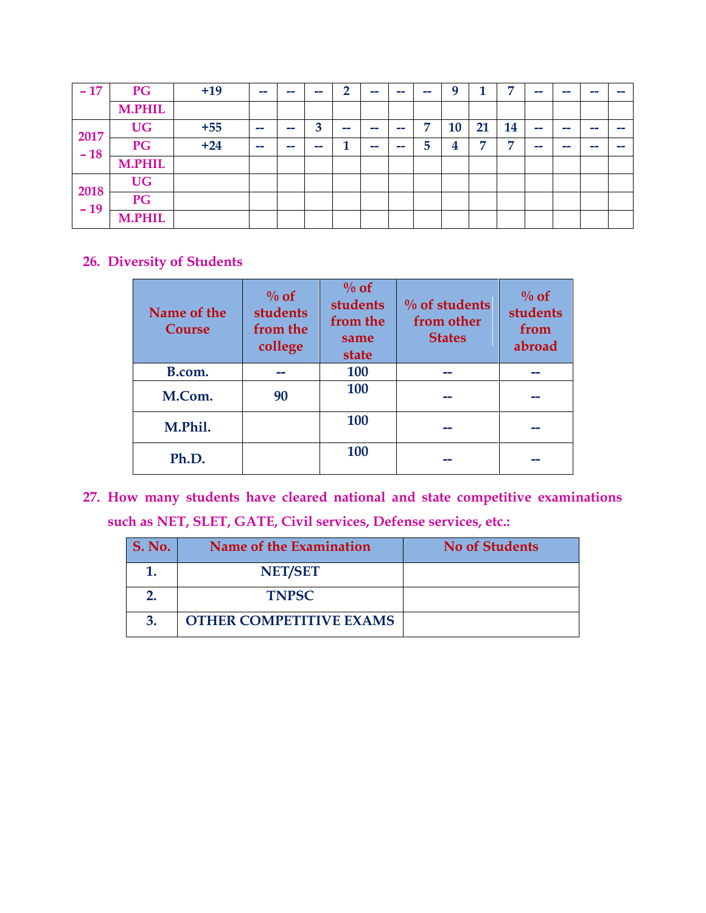| – 17 | PG | +19 | -- | -- | -- | 2 | -- | -- | -- | 9 | 1 | 7 | -- | -- | -- | -- |
|---|---|---|---|---|---|---|---|---|---|---|---|---|---|---|---|---|
| | M.PHIL | | | | | | | | | | | | | | | |
| 2017 – 18 | UG | +55 | -- | -- | 3 | -- | -- | -- | 7 | 10 | 21 | 14 | -- | -- | -- | -- |
| | PG | +24 | -- | -- | -- | 1 | -- | -- | 5 | 4 | 7 | 7 | -- | -- | -- | -- |
| | M.PHIL | | | | | | | | | | | | | | | |
| 2018 – 19 | UG | | | | | | | | | | | | | | | |
| | PG | | | | | | | | | | | | | | | |
| | M.PHIL | | | | | | | | | | | | | | | |

## 26. Diversity of Students

| Name of the Course | % of students from the college | % of students from the same state | % of students from other States | % of students from abroad |
|---|---|---|---|---|
| B.com. | -- | 100 | -- | -- |
| M.Com. | 90 | 100 | -- | -- |
| M.Phil. | | 100 | -- | -- |
| Ph.D. | | 100 | -- | -- |

## 27. How many students have cleared national and state competitive examinations such as NET, SLET, GATE, Civil services, Defense services, etc.:

| S. No. | Name of the Examination | No of Students |
|---|---|---|
| 1. | NET/SET | |
| 2. | TNPSC | |
| 3. | OTHER COMPETITIVE EXAMS | |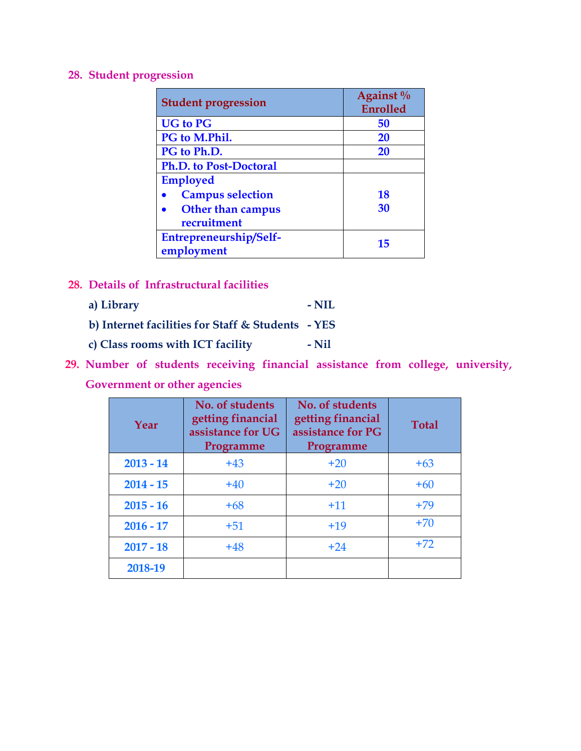## 28. Student progression

| Student progression | Against % Enrolled |
|---|---|
| UG to PG | 50 |
| PG to M.Phil. | 20 |
| PG to Ph.D. | 20 |
| Ph.D. to Post-Doctoral | |
| Employed<br>• Campus selection<br>• Other than campus recruitment | <br>18<br>30 |
| Entrepreneurship/Self-employment | 15 |

## 28. Details of Infrastructural facilities

a) Library - NIL

b) Internet facilities for Staff & Students - YES

c) Class rooms with ICT facility - Nil

## 29. Number of students receiving financial assistance from college, university, Government or other agencies

| Year | No. of students getting financial assistance for UG Programme | No. of students getting financial assistance for PG Programme | Total |
|---|---|---|---|
| 2013 - 14 | +43 | +20 | +63 |
| 2014 - 15 | +40 | +20 | +60 |
| 2015 - 16 | +68 | +11 | +79 |
| 2016 - 17 | +51 | +19 | +70 |
| 2017 - 18 | +48 | +24 | +72 |
| 2018-19 | | | |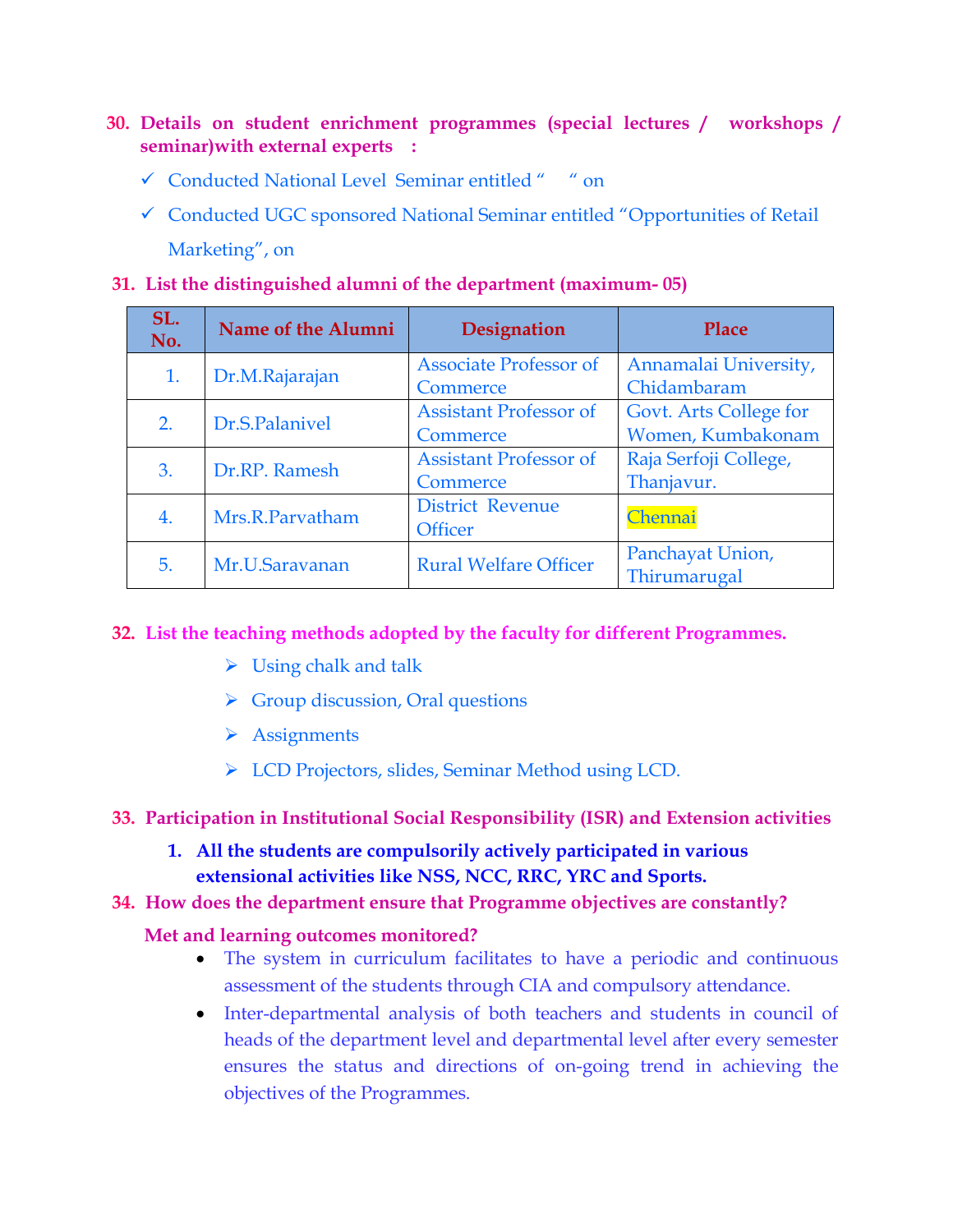**30. Details on student enrichment programmes (special lectures / workshops / seminar)with external experts :**

- ✓ Conducted National Level Seminar entitled " " on
- ✓ Conducted UGC sponsored National Seminar entitled "Opportunities of Retail Marketing", on

**31. List the distinguished alumni of the department (maximum- 05)**

| SL. No. | Name of the Alumni | Designation | Place |
|---|---|---|---|
| 1. | Dr.M.Rajarajan | Associate Professor of Commerce | Annamalai University, Chidambaram |
| 2. | Dr.S.Palanivel | Assistant Professor of Commerce | Govt. Arts College for Women, Kumbakonam |
| 3. | Dr.RP. Ramesh | Assistant Professor of Commerce | Raja Serfoji College, Thanjavur. |
| 4. | Mrs.R.Parvatham | District Revenue Officer | Chennai |
| 5. | Mr.U.Saravanan | Rural Welfare Officer | Panchayat Union, Thirumarugal |

**32. List the teaching methods adopted by the faculty for different Programmes.**

- Using chalk and talk
- Group discussion, Oral questions
- Assignments
- LCD Projectors, slides, Seminar Method using LCD.

**33. Participation in Institutional Social Responsibility (ISR) and Extension activities**

1. **All the students are compulsorily actively participated in various extensional activities like NSS, NCC, RRC, YRC and Sports.**

**34. How does the department ensure that Programme objectives are constantly? Met and learning outcomes monitored?**

- The system in curriculum facilitates to have a periodic and continuous assessment of the students through CIA and compulsory attendance.
- Inter-departmental analysis of both teachers and students in council of heads of the department level and departmental level after every semester ensures the status and directions of on-going trend in achieving the objectives of the Programmes.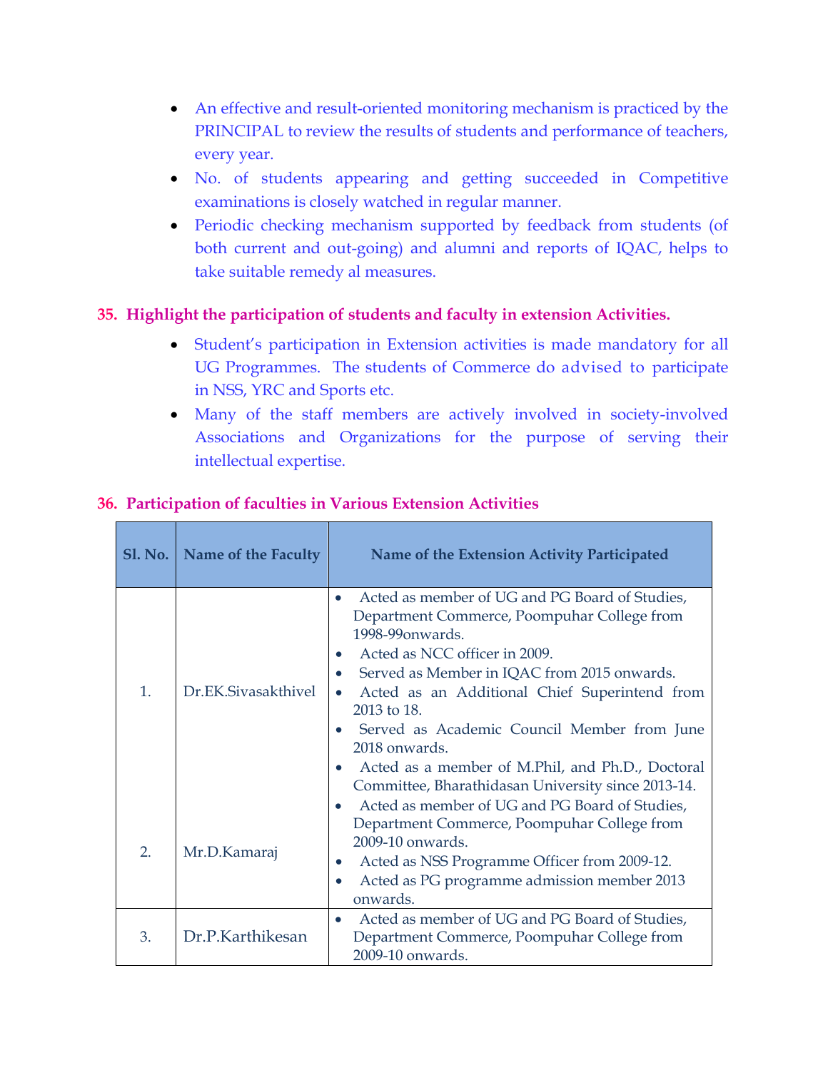- An effective and result-oriented monitoring mechanism is practiced by the PRINCIPAL to review the results of students and performance of teachers, every year.
- No. of students appearing and getting succeeded in Competitive examinations is closely watched in regular manner.
- Periodic checking mechanism supported by feedback from students (of both current and out-going) and alumni and reports of IQAC, helps to take suitable remedy al measures.

**35. Highlight the participation of students and faculty in extension Activities.**

- Student's participation in Extension activities is made mandatory for all UG Programmes. The students of Commerce do advised to participate in NSS, YRC and Sports etc.
- Many of the staff members are actively involved in society-involved Associations and Organizations for the purpose of serving their intellectual expertise.

**36. Participation of faculties in Various Extension Activities**

| Sl. No. | Name of the Faculty | Name of the Extension Activity Participated |
|---|---|---|
| 1. | Dr.EK.Sivasakthivel | • Acted as member of UG and PG Board of Studies, Department Commerce, Poompuhar College from 1998-99onwards.<br>• Acted as NCC officer in 2009.<br>• Served as Member in IQAC from 2015 onwards.<br>• Acted as an Additional Chief Superintend from 2013 to 18.<br>• Served as Academic Council Member from June 2018 onwards.<br>• Acted as a member of M.Phil, and Ph.D., Doctoral Committee, Bharathidasan University since 2013-14. |
| 2. | Mr.D.Kamaraj | • Acted as member of UG and PG Board of Studies, Department Commerce, Poompuhar College from 2009-10 onwards.<br>• Acted as NSS Programme Officer from 2009-12.<br>• Acted as PG programme admission member 2013 onwards. |
| 3. | Dr.P.Karthikesan | • Acted as member of UG and PG Board of Studies, Department Commerce, Poompuhar College from 2009-10 onwards. |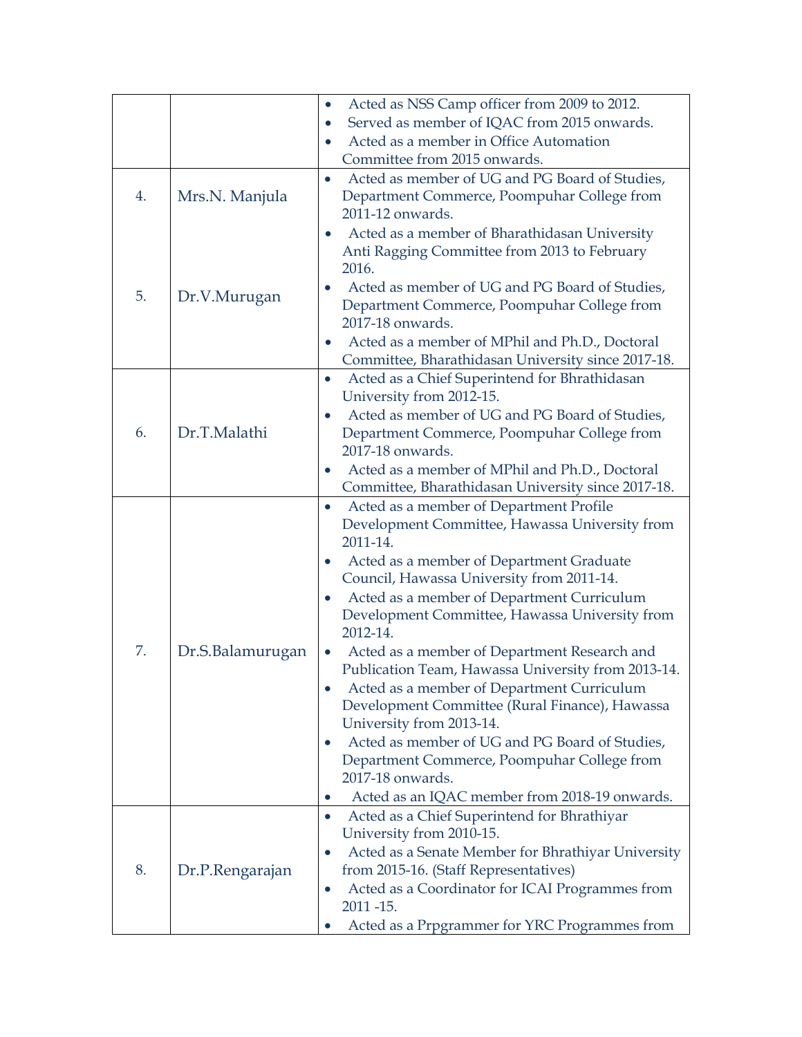| | | |
|---|---|---|
| | | • Acted as NSS Camp officer from 2009 to 2012.<br>• Served as member of IQAC from 2015 onwards.<br>• Acted as a member in Office Automation Committee from 2015 onwards. |
| 4. | Mrs.N. Manjula | • Acted as member of UG and PG Board of Studies, Department Commerce, Poompuhar College from 2011-12 onwards.<br>• Acted as a member of Bharathidasan University Anti Ragging Committee from 2013 to February 2016. |
| 5. | Dr.V.Murugan | • Acted as member of UG and PG Board of Studies, Department Commerce, Poompuhar College from 2017-18 onwards.<br>• Acted as a member of MPhil and Ph.D., Doctoral Committee, Bharathidasan University since 2017-18. |
| 6. | Dr.T.Malathi | • Acted as a Chief Superintend for Bhrathidasan University from 2012-15.<br>• Acted as member of UG and PG Board of Studies, Department Commerce, Poompuhar College from 2017-18 onwards.<br>• Acted as a member of MPhil and Ph.D., Doctoral Committee, Bharathidasan University since 2017-18. |
| 7. | Dr.S.Balamurugan | • Acted as a member of Department Profile Development Committee, Hawassa University from 2011-14.<br>• Acted as a member of Department Graduate Council, Hawassa University from 2011-14.<br>• Acted as a member of Department Curriculum Development Committee, Hawassa University from 2012-14.<br>• Acted as a member of Department Research and Publication Team, Hawassa University from 2013-14.<br>• Acted as a member of Department Curriculum Development Committee (Rural Finance), Hawassa University from 2013-14.<br>• Acted as member of UG and PG Board of Studies, Department Commerce, Poompuhar College from 2017-18 onwards.<br>• Acted as an IQAC member from 2018-19 onwards. |
| 8. | Dr.P.Rengarajan | • Acted as a Chief Superintend for Bhrathiyar University from 2010-15.<br>• Acted as a Senate Member for Bhrathiyar University from 2015-16. (Staff Representatives)<br>• Acted as a Coordinator for ICAI Programmes from 2011 -15.<br>• Acted as a Prpgrammer for YRC Programmes from |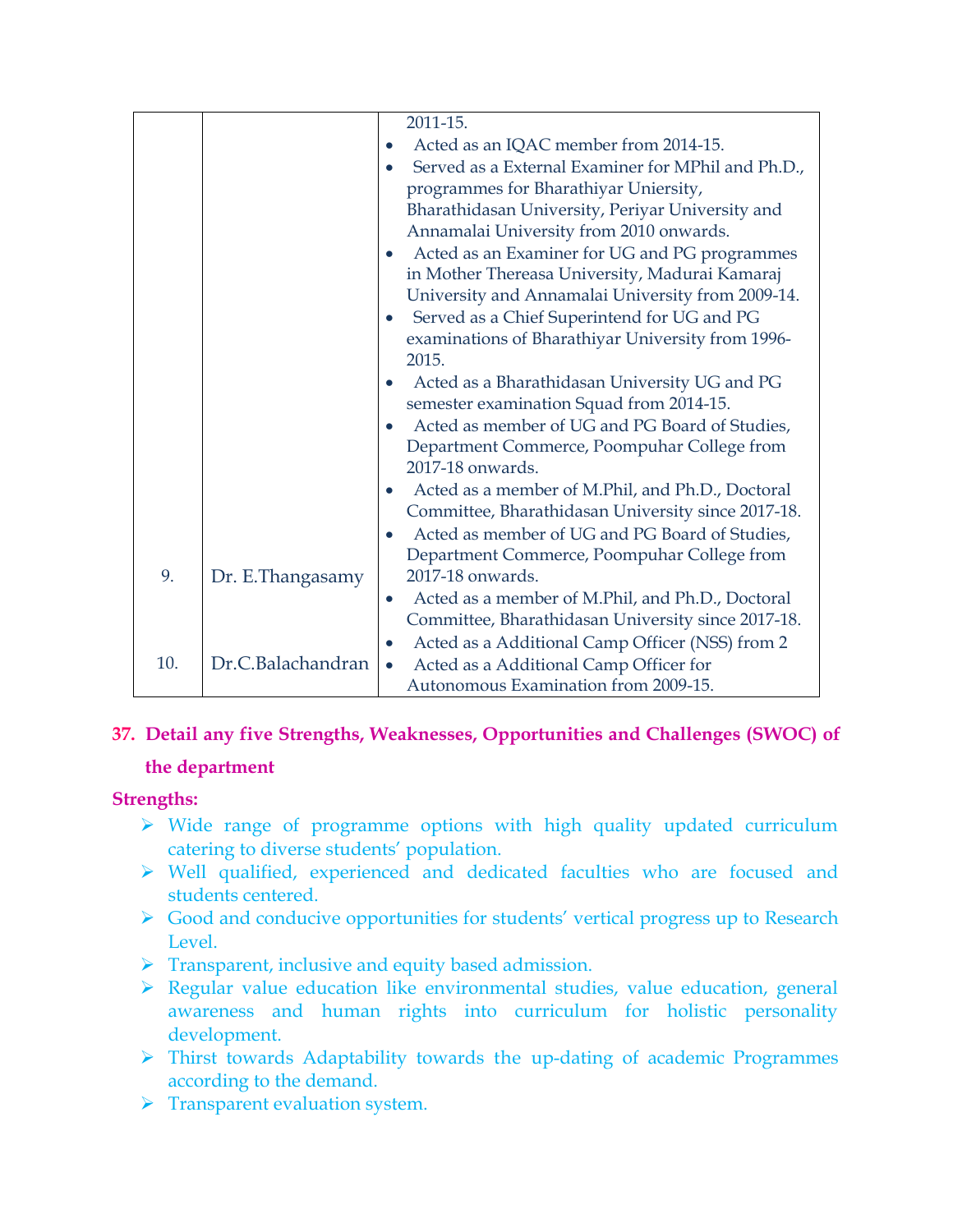| | | |
|---|---|---|
| | | 2011-15.<br>• Acted as an IQAC member from 2014-15.<br>• Served as a External Examiner for MPhil and Ph.D., programmes for Bharathiyar Uniersity, Bharathidasan University, Periyar University and Annamalai University from 2010 onwards.<br>• Acted as an Examiner for UG and PG programmes in Mother Thereasa University, Madurai Kamaraj University and Annamalai University from 2009-14.<br>• Served as a Chief Superintend for UG and PG examinations of Bharathiyar University from 1996-2015.<br>• Acted as a Bharathidasan University UG and PG semester examination Squad from 2014-15.<br>• Acted as member of UG and PG Board of Studies, Department Commerce, Poompuhar College from 2017-18 onwards.<br>• Acted as a member of M.Phil, and Ph.D., Doctoral Committee, Bharathidasan University since 2017-18. |
| 9. | Dr. E.Thangasamy | • Acted as member of UG and PG Board of Studies, Department Commerce, Poompuhar College from 2017-18 onwards.<br>• Acted as a member of M.Phil, and Ph.D., Doctoral Committee, Bharathidasan University since 2017-18.<br>• Acted as a Additional Camp Officer (NSS) from 2 |
| 10. | Dr.C.Balachandran | • Acted as a Additional Camp Officer for Autonomous Examination from 2009-15. |

## 37. Detail any five Strengths, Weaknesses, Opportunities and Challenges (SWOC) of the department

**Strengths:**

- Wide range of programme options with high quality updated curriculum catering to diverse students' population.
- Well qualified, experienced and dedicated faculties who are focused and students centered.
- Good and conducive opportunities for students' vertical progress up to Research Level.
- Transparent, inclusive and equity based admission.
- Regular value education like environmental studies, value education, general awareness and human rights into curriculum for holistic personality development.
- Thirst towards Adaptability towards the up-dating of academic Programmes according to the demand.
- Transparent evaluation system.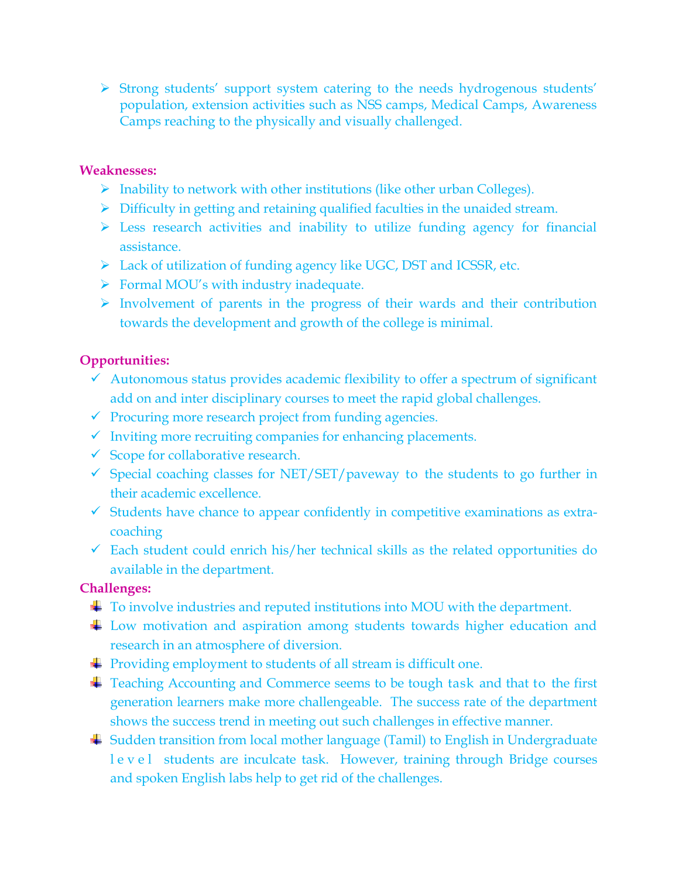- Strong students' support system catering to the needs hydrogenous students' population, extension activities such as NSS camps, Medical Camps, Awareness Camps reaching to the physically and visually challenged.

**Weaknesses:**

- Inability to network with other institutions (like other urban Colleges).
- Difficulty in getting and retaining qualified faculties in the unaided stream.
- Less research activities and inability to utilize funding agency for financial assistance.
- Lack of utilization of funding agency like UGC, DST and ICSSR, etc.
- Formal MOU's with industry inadequate.
- Involvement of parents in the progress of their wards and their contribution towards the development and growth of the college is minimal.

**Opportunities:**

- Autonomous status provides academic flexibility to offer a spectrum of significant add on and inter disciplinary courses to meet the rapid global challenges.
- Procuring more research project from funding agencies.
- Inviting more recruiting companies for enhancing placements.
- Scope for collaborative research.
- Special coaching classes for NET/SET/paveway to the students to go further in their academic excellence.
- Students have chance to appear confidently in competitive examinations as extra-coaching
- Each student could enrich his/her technical skills as the related opportunities do available in the department.

**Challenges:**

- To involve industries and reputed institutions into MOU with the department.
- Low motivation and aspiration among students towards higher education and research in an atmosphere of diversion.
- Providing employment to students of all stream is difficult one.
- Teaching Accounting and Commerce seems to be tough task and that to the first generation learners make more challengeable. The success rate of the department shows the success trend in meeting out such challenges in effective manner.
- Sudden transition from local mother language (Tamil) to English in Undergraduate level students are inculcate task. However, training through Bridge courses and spoken English labs help to get rid of the challenges.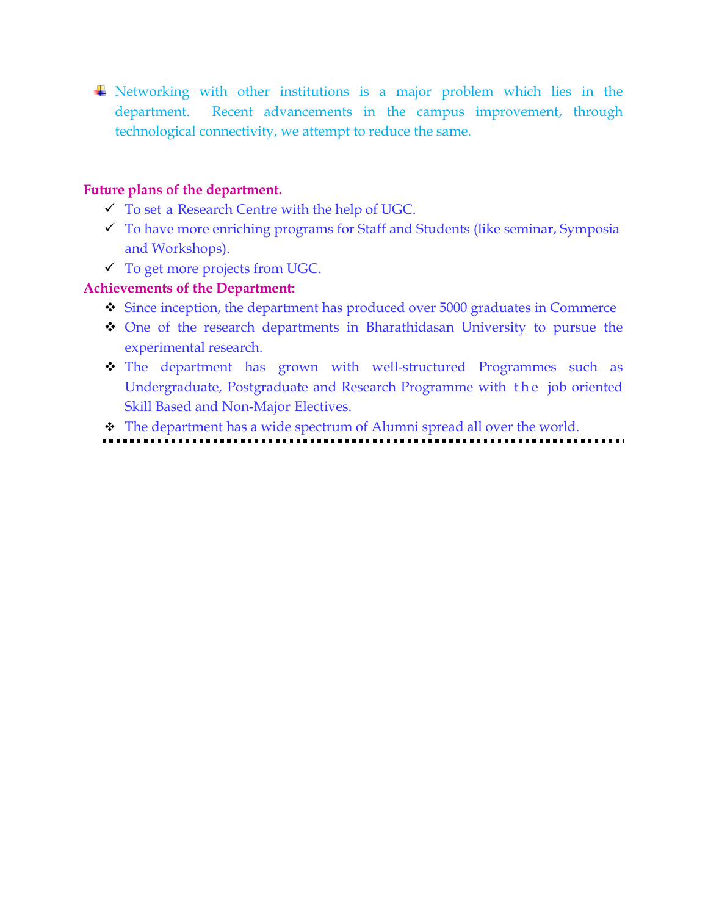- Networking with other institutions is a major problem which lies in the department. Recent advancements in the campus improvement, through technological connectivity, we attempt to reduce the same.

**Future plans of the department.**

- ✓ To set a Research Centre with the help of UGC.
- ✓ To have more enriching programs for Staff and Students (like seminar, Symposia and Workshops).
- ✓ To get more projects from UGC.

**Achievements of the Department:**

- ❖ Since inception, the department has produced over 5000 graduates in Commerce
- ❖ One of the research departments in Bharathidasan University to pursue the experimental research.
- ❖ The department has grown with well-structured Programmes such as Undergraduate, Postgraduate and Research Programme with the job oriented Skill Based and Non-Major Electives.
- ❖ The department has a wide spectrum of Alumni spread all over the world.